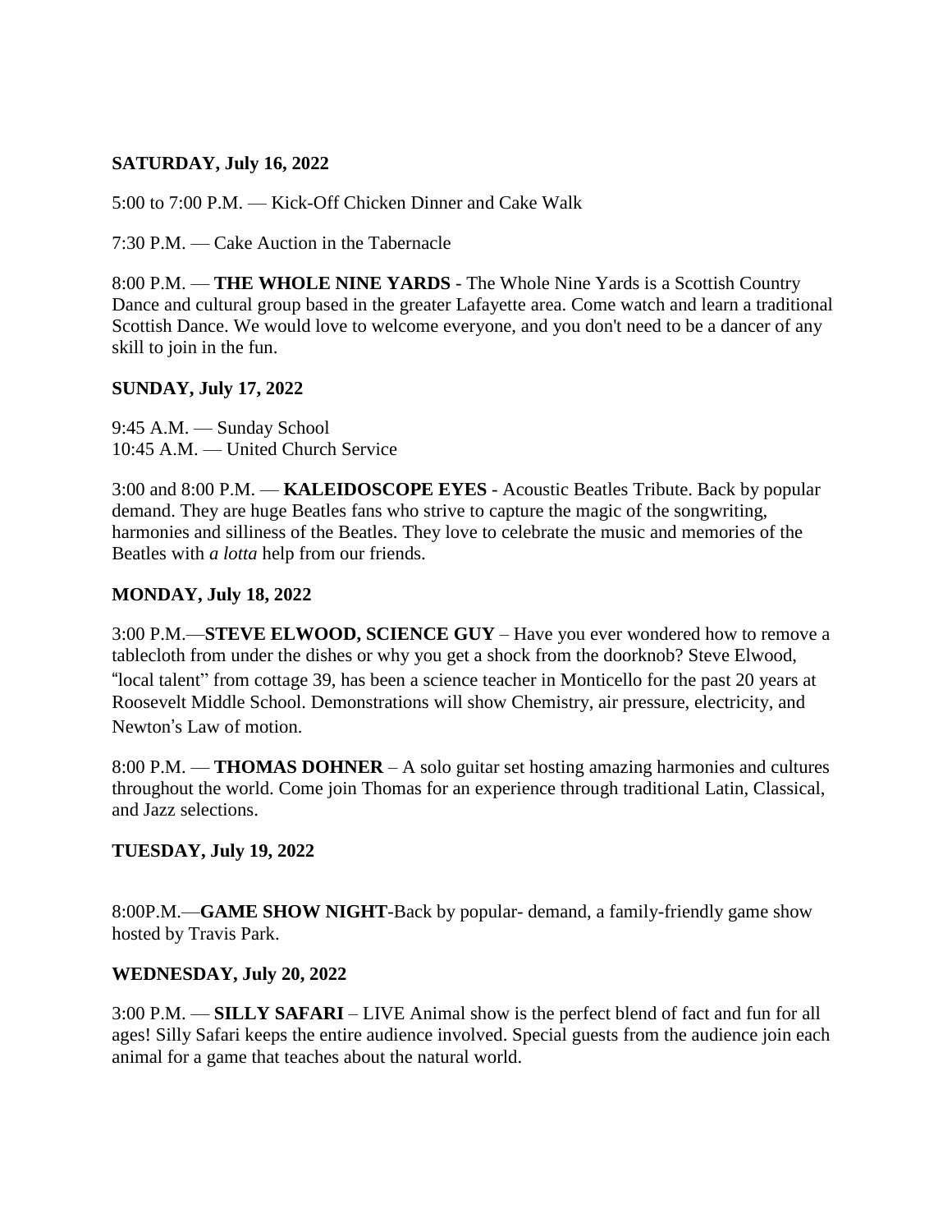**SATURDAY, July 16, 2022**

5:00 to 7:00 P.M. — Kick-Off Chicken Dinner and Cake Walk

7:30 P.M. — Cake Auction in the Tabernacle

8:00 P.M. — **THE WHOLE NINE YARDS** - The Whole Nine Yards is a Scottish Country Dance and cultural group based in the greater Lafayette area. Come watch and learn a traditional Scottish Dance. We would love to welcome everyone, and you don't need to be a dancer of any skill to join in the fun.

**SUNDAY, July 17, 2022**

9:45 A.M. — Sunday School
10:45 A.M. — United Church Service

3:00 and 8:00 P.M. — **KALEIDOSCOPE EYES** - Acoustic Beatles Tribute. Back by popular demand. They are huge Beatles fans who strive to capture the magic of the songwriting, harmonies and silliness of the Beatles. They love to celebrate the music and memories of the Beatles with *a lotta* help from our friends.

**MONDAY, July 18, 2022**

3:00 P.M.—**STEVE ELWOOD, SCIENCE GUY** – Have you ever wondered how to remove a tablecloth from under the dishes or why you get a shock from the doorknob? Steve Elwood, "local talent" from cottage 39, has been a science teacher in Monticello for the past 20 years at Roosevelt Middle School. Demonstrations will show Chemistry, air pressure, electricity, and Newton's Law of motion.

8:00 P.M. — **THOMAS DOHNER** – A solo guitar set hosting amazing harmonies and cultures throughout the world. Come join Thomas for an experience through traditional Latin, Classical, and Jazz selections.

**TUESDAY, July 19, 2022**

8:00P.M.—**GAME SHOW NIGHT**-Back by popular- demand, a family-friendly game show hosted by Travis Park.

**WEDNESDAY, July 20, 2022**

3:00 P.M. — **SILLY SAFARI** – LIVE Animal show is the perfect blend of fact and fun for all ages! Silly Safari keeps the entire audience involved. Special guests from the audience join each animal for a game that teaches about the natural world.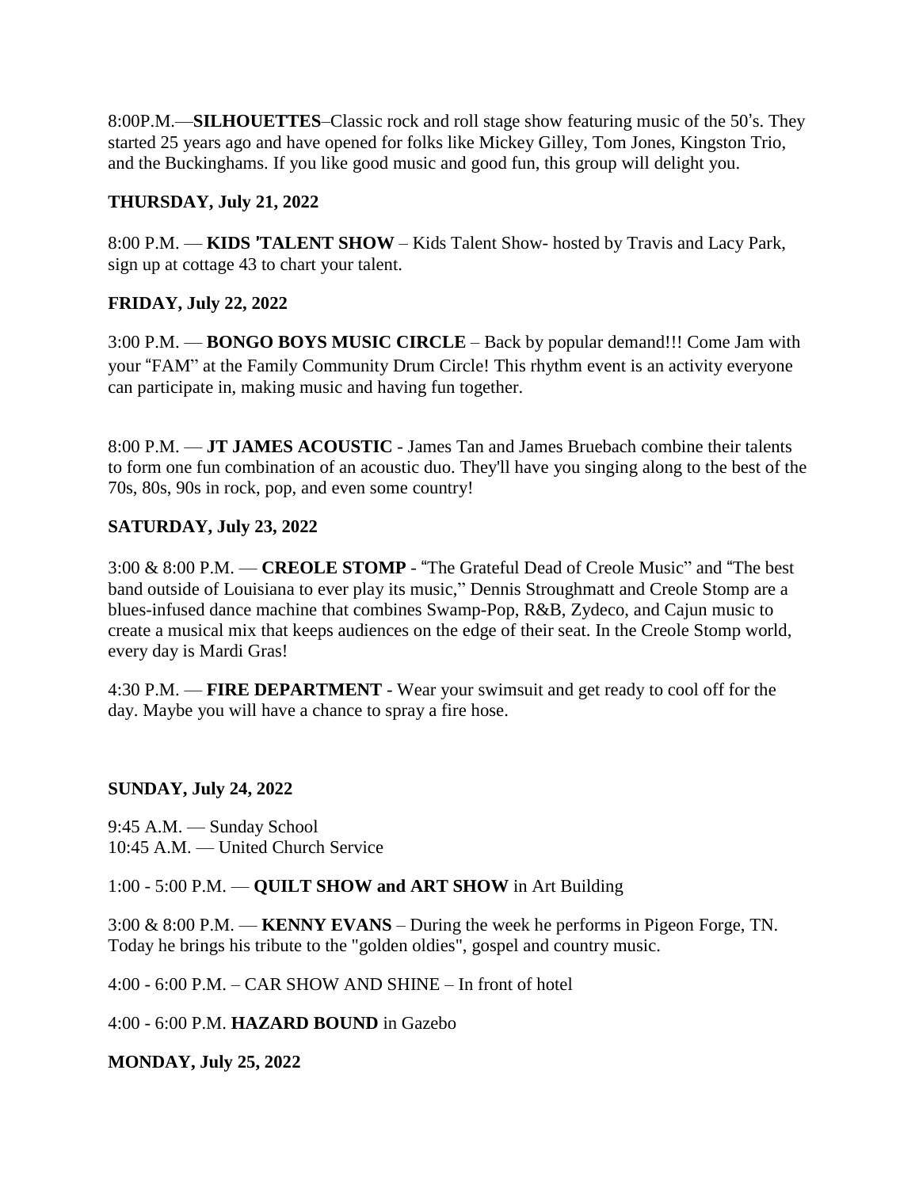8:00P.M.—**SILHOUETTES**–Classic rock and roll stage show featuring music of the 50's. They started 25 years ago and have opened for folks like Mickey Gilley, Tom Jones, Kingston Trio, and the Buckinghams. If you like good music and good fun, this group will delight you.

**THURSDAY, July 21, 2022**

8:00 P.M. — **KIDS 'TALENT SHOW** – Kids Talent Show- hosted by Travis and Lacy Park, sign up at cottage 43 to chart your talent.

**FRIDAY, July 22, 2022**

3:00 P.M. — **BONGO BOYS MUSIC CIRCLE** – Back by popular demand!!! Come Jam with your "FAM" at the Family Community Drum Circle! This rhythm event is an activity everyone can participate in, making music and having fun together.

8:00 P.M. — **JT JAMES ACOUSTIC** - James Tan and James Bruebach combine their talents to form one fun combination of an acoustic duo. They'll have you singing along to the best of the 70s, 80s, 90s in rock, pop, and even some country!

**SATURDAY, July 23, 2022**

3:00 & 8:00 P.M. — **CREOLE STOMP** - "The Grateful Dead of Creole Music" and "The best band outside of Louisiana to ever play its music," Dennis Stroughmatt and Creole Stomp are a blues-infused dance machine that combines Swamp-Pop, R&B, Zydeco, and Cajun music to create a musical mix that keeps audiences on the edge of their seat. In the Creole Stomp world, every day is Mardi Gras!

4:30 P.M. — **FIRE DEPARTMENT** - Wear your swimsuit and get ready to cool off for the day. Maybe you will have a chance to spray a fire hose.

**SUNDAY, July 24, 2022**

9:45 A.M. — Sunday School
10:45 A.M. — United Church Service

1:00 - 5:00 P.M. — **QUILT SHOW and ART SHOW** in Art Building

3:00 & 8:00 P.M. — **KENNY EVANS** – During the week he performs in Pigeon Forge, TN. Today he brings his tribute to the "golden oldies", gospel and country music.

4:00 - 6:00 P.M. – CAR SHOW AND SHINE – In front of hotel

4:00 - 6:00 P.M. **HAZARD BOUND** in Gazebo

**MONDAY, July 25, 2022**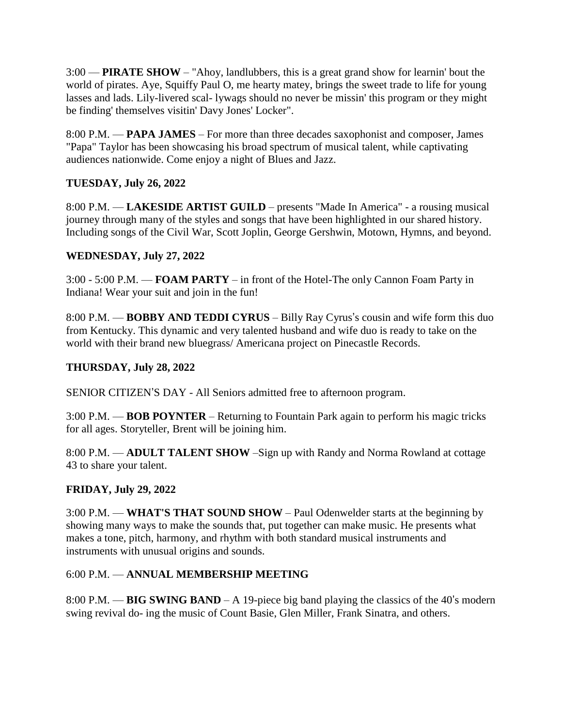3:00 — **PIRATE SHOW** – "Ahoy, landlubbers, this is a great grand show for learnin' bout the world of pirates. Aye, Squiffy Paul O, me hearty matey, brings the sweet trade to life for young lasses and lads. Lily-livered scal- lywags should no never be missin' this program or they might be finding' themselves visitin' Davy Jones' Locker".

8:00 P.M. — **PAPA JAMES** – For more than three decades saxophonist and composer, James "Papa" Taylor has been showcasing his broad spectrum of musical talent, while captivating audiences nationwide. Come enjoy a night of Blues and Jazz.

**TUESDAY, July 26, 2022**

8:00 P.M. — **LAKESIDE ARTIST GUILD** – presents "Made In America" - a rousing musical journey through many of the styles and songs that have been highlighted in our shared history. Including songs of the Civil War, Scott Joplin, George Gershwin, Motown, Hymns, and beyond.

**WEDNESDAY, July 27, 2022**

3:00 - 5:00 P.M. — **FOAM PARTY** – in front of the Hotel-The only Cannon Foam Party in Indiana! Wear your suit and join in the fun!

8:00 P.M. — **BOBBY AND TEDDI CYRUS** – Billy Ray Cyrus's cousin and wife form this duo from Kentucky. This dynamic and very talented husband and wife duo is ready to take on the world with their brand new bluegrass/ Americana project on Pinecastle Records.

**THURSDAY, July 28, 2022**

SENIOR CITIZEN'S DAY - All Seniors admitted free to afternoon program.

3:00 P.M. — **BOB POYNTER** – Returning to Fountain Park again to perform his magic tricks for all ages. Storyteller, Brent will be joining him.

8:00 P.M. — **ADULT TALENT SHOW** –Sign up with Randy and Norma Rowland at cottage 43 to share your talent.

**FRIDAY, July 29, 2022**

3:00 P.M. — **WHAT'S THAT SOUND SHOW** – Paul Odenwelder starts at the beginning by showing many ways to make the sounds that, put together can make music. He presents what makes a tone, pitch, harmony, and rhythm with both standard musical instruments and instruments with unusual origins and sounds.

6:00 P.M. — **ANNUAL MEMBERSHIP MEETING**

8:00 P.M. — **BIG SWING BAND** – A 19-piece big band playing the classics of the 40's modern swing revival do- ing the music of Count Basie, Glen Miller, Frank Sinatra, and others.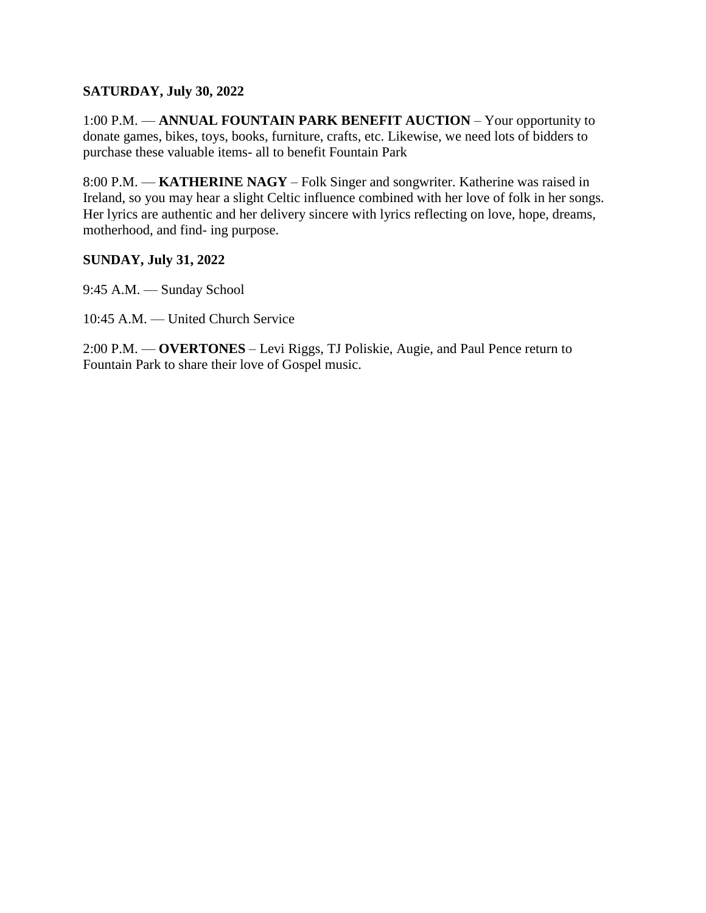**SATURDAY, July 30, 2022**

1:00 P.M. — **ANNUAL FOUNTAIN PARK BENEFIT AUCTION** – Your opportunity to donate games, bikes, toys, books, furniture, crafts, etc. Likewise, we need lots of bidders to purchase these valuable items- all to benefit Fountain Park

8:00 P.M. — **KATHERINE NAGY** – Folk Singer and songwriter. Katherine was raised in Ireland, so you may hear a slight Celtic influence combined with her love of folk in her songs. Her lyrics are authentic and her delivery sincere with lyrics reflecting on love, hope, dreams, motherhood, and find- ing purpose.

**SUNDAY, July 31, 2022**

9:45 A.M. — Sunday School

10:45 A.M. — United Church Service

2:00 P.M. — **OVERTONES** – Levi Riggs, TJ Poliskie, Augie, and Paul Pence return to Fountain Park to share their love of Gospel music.